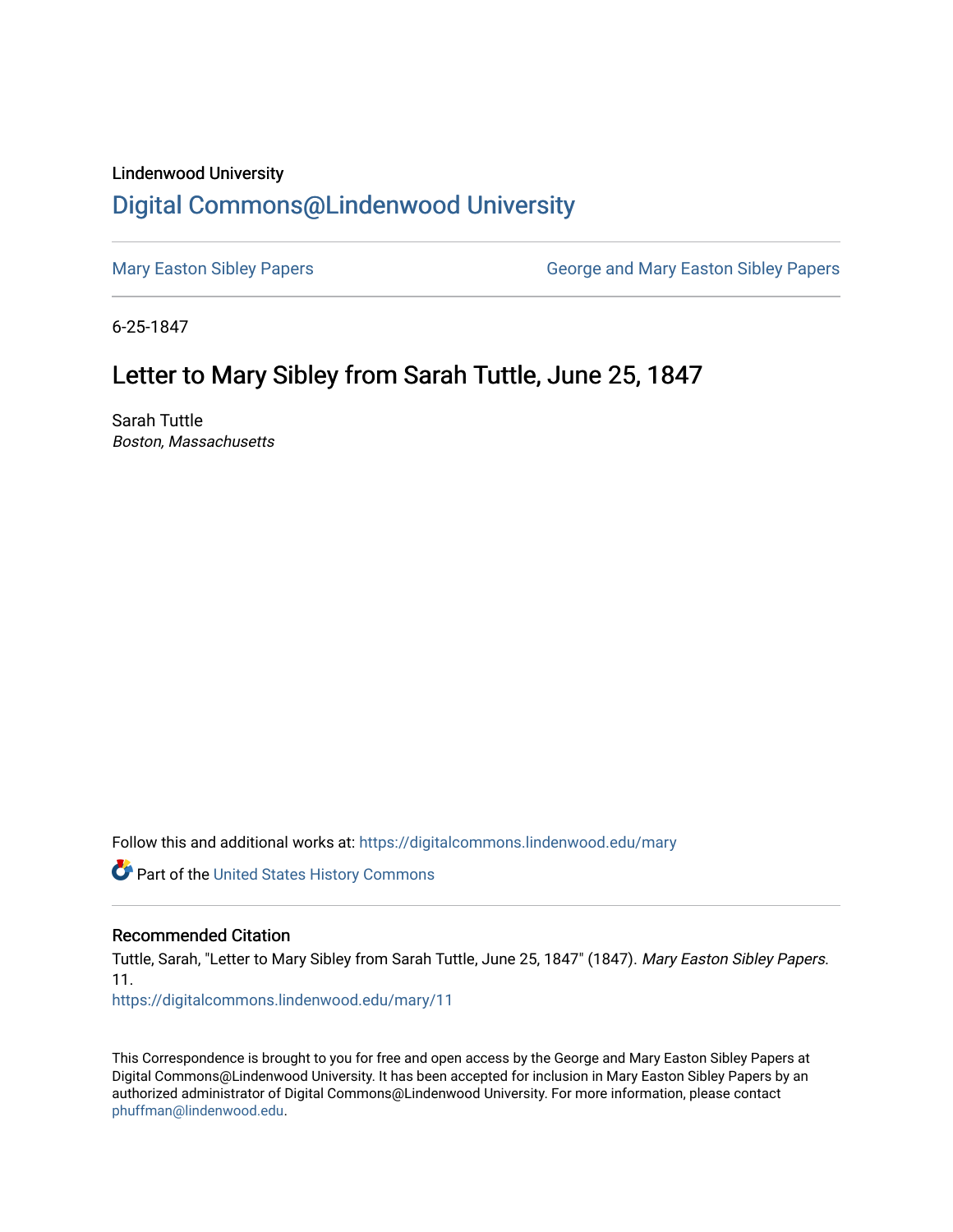Lindenwood University

# Digital Commons@Lindenwood University

Mary Easton Sibley Papers

George and Mary Easton Sibley Papers

6-25-1847

## Letter to Mary Sibley from Sarah Tuttle, June 25, 1847

Sarah Tuttle
*Boston, Massachusetts*

Follow this and additional works at: https://digitalcommons.lindenwood.edu/mary

Part of the United States History Commons

### Recommended Citation

Tuttle, Sarah, "Letter to Mary Sibley from Sarah Tuttle, June 25, 1847" (1847). *Mary Easton Sibley Papers*. 11.
https://digitalcommons.lindenwood.edu/mary/11

This Correspondence is brought to you for free and open access by the George and Mary Easton Sibley Papers at Digital Commons@Lindenwood University. It has been accepted for inclusion in Mary Easton Sibley Papers by an authorized administrator of Digital Commons@Lindenwood University. For more information, please contact phuffman@lindenwood.edu.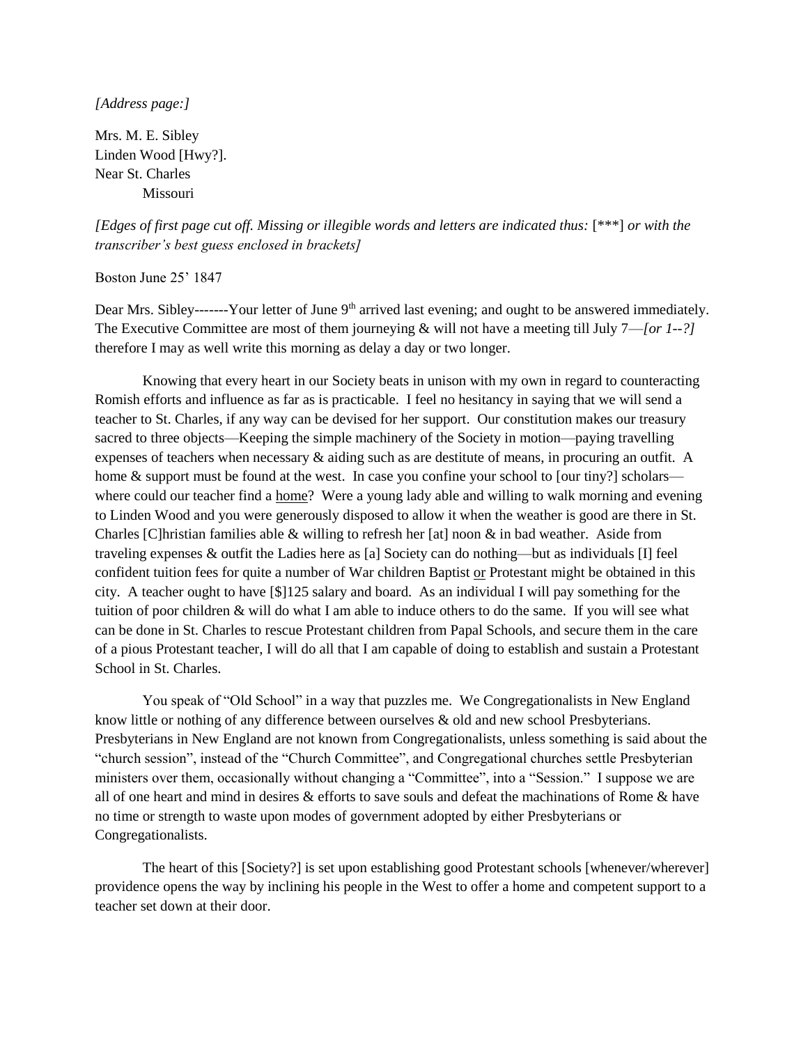*[Address page:]*

Mrs. M. E. Sibley
Linden Wood [Hwy?].
Near St. Charles
Missouri

*[Edges of first page cut off. Missing or illegible words and letters are indicated thus:* [***] *or with the transcriber's best guess enclosed in brackets]*

Boston June 25' 1847

Dear Mrs. Sibley-------Your letter of June 9th arrived last evening; and ought to be answered immediately. The Executive Committee are most of them journeying & will not have a meeting till July 7—*[or 1--?]* therefore I may as well write this morning as delay a day or two longer.

Knowing that every heart in our Society beats in unison with my own in regard to counteracting Romish efforts and influence as far as is practicable. I feel no hesitancy in saying that we will send a teacher to St. Charles, if any way can be devised for her support. Our constitution makes our treasury sacred to three objects—Keeping the simple machinery of the Society in motion—paying travelling expenses of teachers when necessary & aiding such as are destitute of means, in procuring an outfit. A home & support must be found at the west. In case you confine your school to [our tiny?] scholars—where could our teacher find a <u>home</u>? Were a young lady able and willing to walk morning and evening to Linden Wood and you were generously disposed to allow it when the weather is good are there in St. Charles [C]hristian families able & willing to refresh her [at] noon & in bad weather. Aside from traveling expenses & outfit the Ladies here as [a] Society can do nothing—but as individuals [I] feel confident tuition fees for quite a number of War children Baptist <u>or</u> Protestant might be obtained in this city. A teacher ought to have [$]125 salary and board. As an individual I will pay something for the tuition of poor children & will do what I am able to induce others to do the same. If you will see what can be done in St. Charles to rescue Protestant children from Papal Schools, and secure them in the care of a pious Protestant teacher, I will do all that I am capable of doing to establish and sustain a Protestant School in St. Charles.

You speak of "Old School" in a way that puzzles me. We Congregationalists in New England know little or nothing of any difference between ourselves & old and new school Presbyterians. Presbyterians in New England are not known from Congregationalists, unless something is said about the "church session", instead of the "Church Committee", and Congregational churches settle Presbyterian ministers over them, occasionally without changing a "Committee", into a "Session." I suppose we are all of one heart and mind in desires & efforts to save souls and defeat the machinations of Rome & have no time or strength to waste upon modes of government adopted by either Presbyterians or Congregationalists.

The heart of this [Society?] is set upon establishing good Protestant schools [whenever/wherever] providence opens the way by inclining his people in the West to offer a home and competent support to a teacher set down at their door.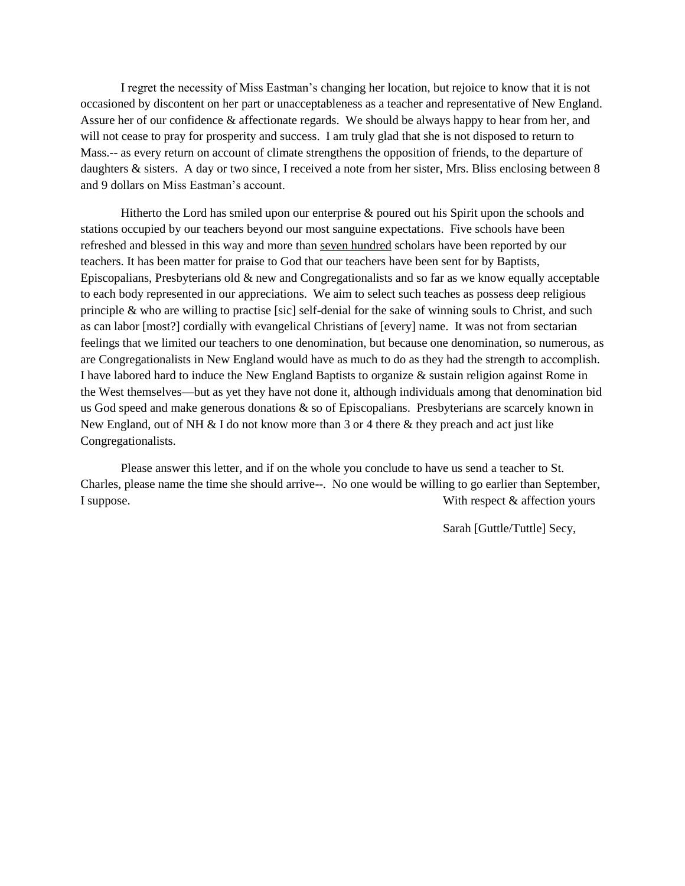I regret the necessity of Miss Eastman's changing her location, but rejoice to know that it is not occasioned by discontent on her part or unacceptableness as a teacher and representative of New England. Assure her of our confidence & affectionate regards. We should be always happy to hear from her, and will not cease to pray for prosperity and success. I am truly glad that she is not disposed to return to Mass.-- as every return on account of climate strengthens the opposition of friends, to the departure of daughters & sisters. A day or two since, I received a note from her sister, Mrs. Bliss enclosing between 8 and 9 dollars on Miss Eastman's account.

Hitherto the Lord has smiled upon our enterprise & poured out his Spirit upon the schools and stations occupied by our teachers beyond our most sanguine expectations. Five schools have been refreshed and blessed in this way and more than <u>seven hundred</u> scholars have been reported by our teachers. It has been matter for praise to God that our teachers have been sent for by Baptists, Episcopalians, Presbyterians old & new and Congregationalists and so far as we know equally acceptable to each body represented in our appreciations. We aim to select such teaches as possess deep religious principle & who are willing to practise [sic] self-denial for the sake of winning souls to Christ, and such as can labor [most?] cordially with evangelical Christians of [every] name. It was not from sectarian feelings that we limited our teachers to one denomination, but because one denomination, so numerous, as are Congregationalists in New England would have as much to do as they had the strength to accomplish. I have labored hard to induce the New England Baptists to organize & sustain religion against Rome in the West themselves—but as yet they have not done it, although individuals among that denomination bid us God speed and make generous donations & so of Episcopalians. Presbyterians are scarcely known in New England, out of NH & I do not know more than 3 or 4 there & they preach and act just like Congregationalists.

Please answer this letter, and if on the whole you conclude to have us send a teacher to St. Charles, please name the time she should arrive--. No one would be willing to go earlier than September, I suppose.

With respect & affection yours

Sarah [Guttle/Tuttle] Secy,